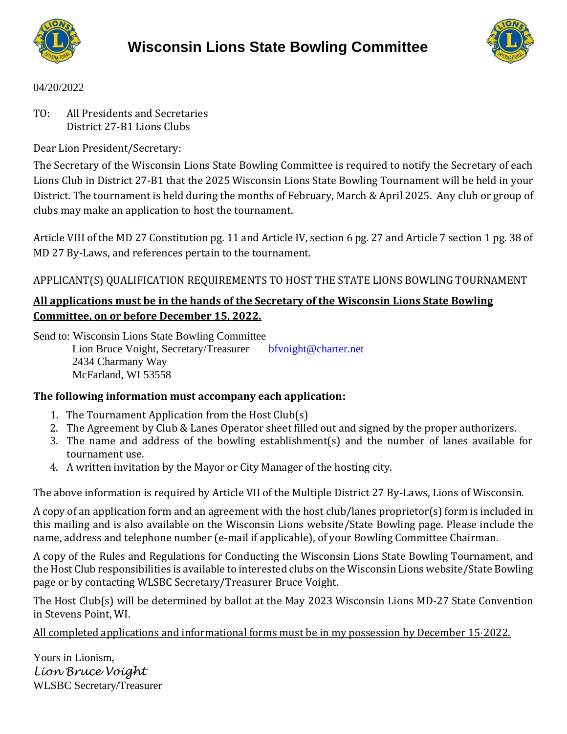# Wisconsin Lions State Bowling Committee

04/20/2022

TO: All Presidents and Secretaries
District 27-B1 Lions Clubs

Dear Lion President/Secretary:

The Secretary of the Wisconsin Lions State Bowling Committee is required to notify the Secretary of each Lions Club in District 27-B1 that the 2025 Wisconsin Lions State Bowling Tournament will be held in your District. The tournament is held during the months of February, March & April 2025. Any club or group of clubs may make an application to host the tournament.

Article VIII of the MD 27 Constitution pg. 11 and Article IV, section 6 pg. 27 and Article 7 section 1 pg. 38 of MD 27 By-Laws, and references pertain to the tournament.

APPLICANT(S) QUALIFICATION REQUIREMENTS TO HOST THE STATE LIONS BOWLING TOURNAMENT

**<u>All applications must be in the hands of the Secretary of the Wisconsin Lions State Bowling Committee, on or before December 15, 2022.</u>**

Send to: Wisconsin Lions State Bowling Committee
Lion Bruce Voight, Secretary/Treasurer bfvoight@charter.net
2434 Charmany Way
McFarland, WI 53558

**The following information must accompany each application:**

1. The Tournament Application from the Host Club(s)
2. The Agreement by Club & Lanes Operator sheet filled out and signed by the proper authorizers.
3. The name and address of the bowling establishment(s) and the number of lanes available for tournament use.
4. A written invitation by the Mayor or City Manager of the hosting city.

The above information is required by Article VII of the Multiple District 27 By-Laws, Lions of Wisconsin.

A copy of an application form and an agreement with the host club/lanes proprietor(s) form is included in this mailing and is also available on the Wisconsin Lions website/State Bowling page. Please include the name, address and telephone number (e-mail if applicable), of your Bowling Committee Chairman.

A copy of the Rules and Regulations for Conducting the Wisconsin Lions State Bowling Tournament, and the Host Club responsibilities is available to interested clubs on the Wisconsin Lions website/State Bowling page or by contacting WLSBC Secretary/Treasurer Bruce Voight.

The Host Club(s) will be determined by ballot at the May 2023 Wisconsin Lions MD-27 State Convention in Stevens Point, WI.

<u>All completed applications and informational forms must be in my possession by December 15, 2022.</u>

Yours in Lionism,
*Lion Bruce Voight*
WLSBC Secretary/Treasurer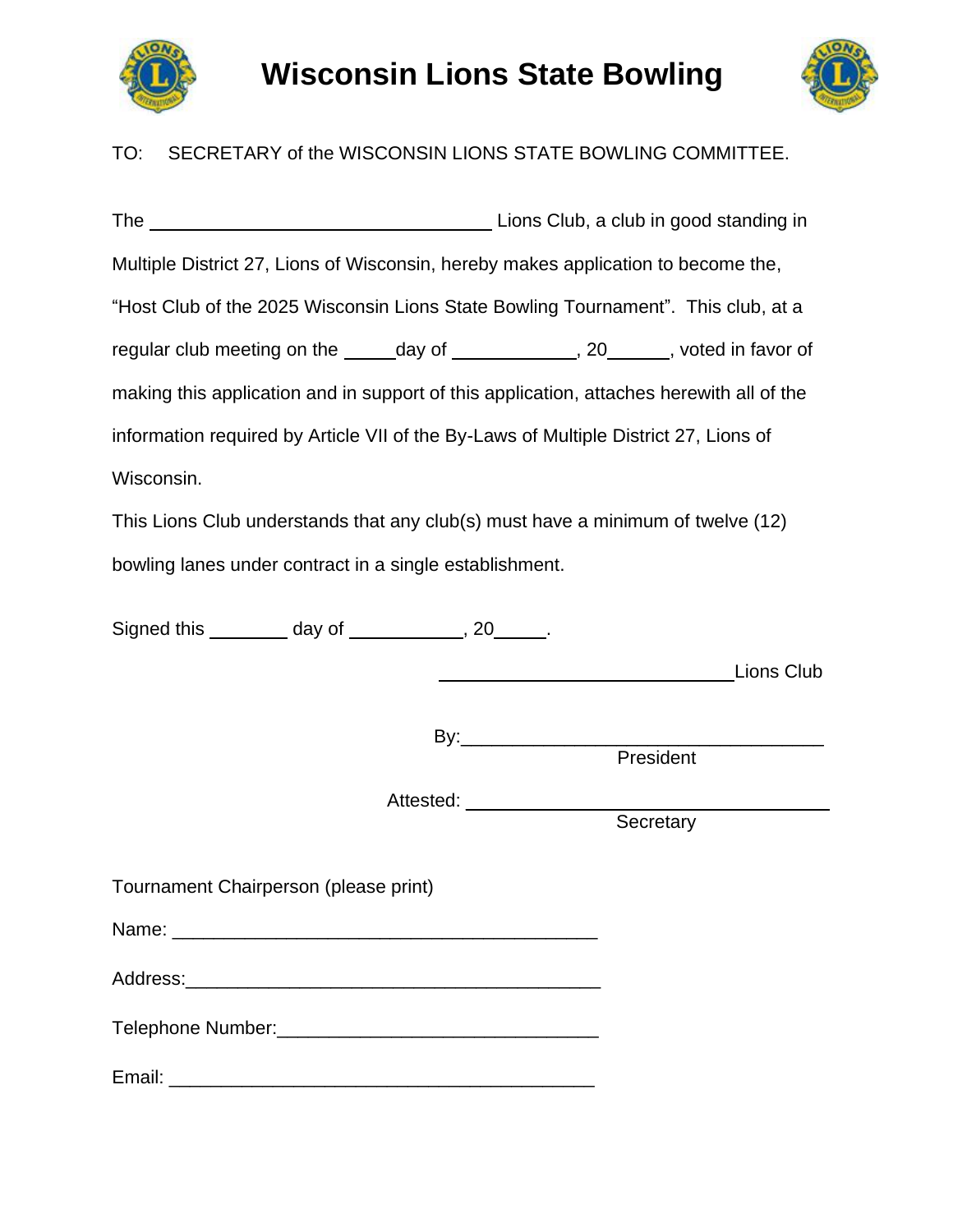# Wisconsin Lions State Bowling

TO: SECRETARY of the WISCONSIN LIONS STATE BOWLING COMMITTEE.

The ________________________________ Lions Club, a club in good standing in Multiple District 27, Lions of Wisconsin, hereby makes application to become the, "Host Club of the 2025 Wisconsin Lions State Bowling Tournament". This club, at a regular club meeting on the _____day of ____________, 20______, voted in favor of making this application and in support of this application, attaches herewith all of the information required by Article VII of the By-Laws of Multiple District 27, Lions of Wisconsin.

This Lions Club understands that any club(s) must have a minimum of twelve (12) bowling lanes under contract in a single establishment.

Signed this ________ day of ___________, 20_____.

____________________________Lions Club

By:__________________________________
President

Attested: __________________________________
Secretary

Tournament Chairperson (please print)

Name: ________________________________________

Address:________________________________________

Telephone Number:______________________________

Email: ________________________________________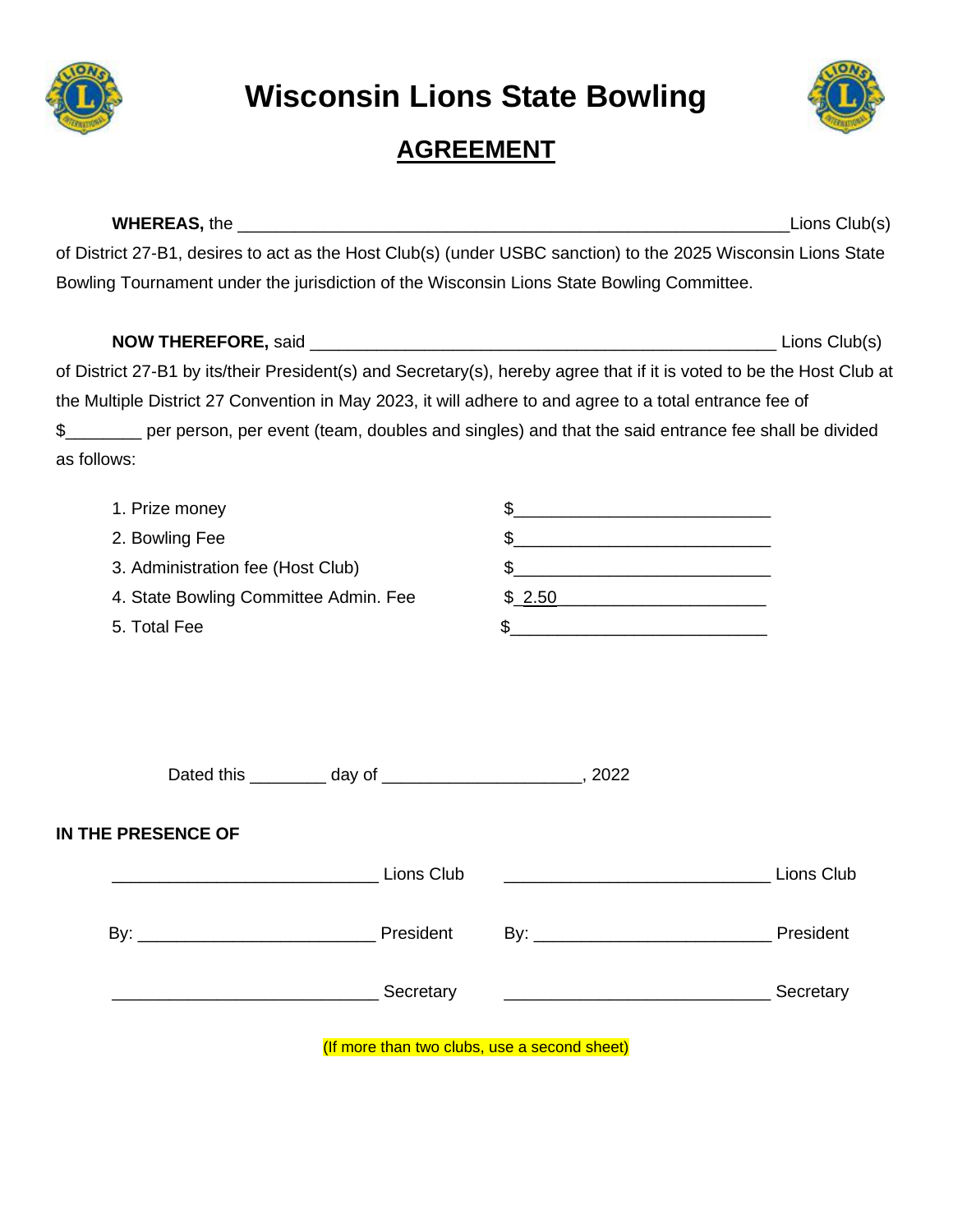# Wisconsin Lions State Bowling

## AGREEMENT

**WHEREAS,** the ____________________________________________________________Lions Club(s) of District 27-B1, desires to act as the Host Club(s) (under USBC sanction) to the 2025 Wisconsin Lions State Bowling Tournament under the jurisdiction of the Wisconsin Lions State Bowling Committee.

**NOW THEREFORE,** said ___________________________________________________ Lions Club(s) of District 27-B1 by its/their President(s) and Secretary(s), hereby agree that if it is voted to be the Host Club at the Multiple District 27 Convention in May 2023, it will adhere to and agree to a total entrance fee of $________ per person, per event (team, doubles and singles) and that the said entrance fee shall be divided as follows:

1. Prize money $___________________________
2. Bowling Fee $___________________________
3. Administration fee (Host Club) $___________________________
4. State Bowling Committee Admin. Fee $ 2.50______________________
5. Total Fee $___________________________

Dated this ________ day of _____________________, 2022

**IN THE PRESENCE OF**

____________________________ Lions Club ____________________________ Lions Club

By: _________________________ President By: _________________________ President

____________________________ Secretary ____________________________ Secretary

(If more than two clubs, use a second sheet)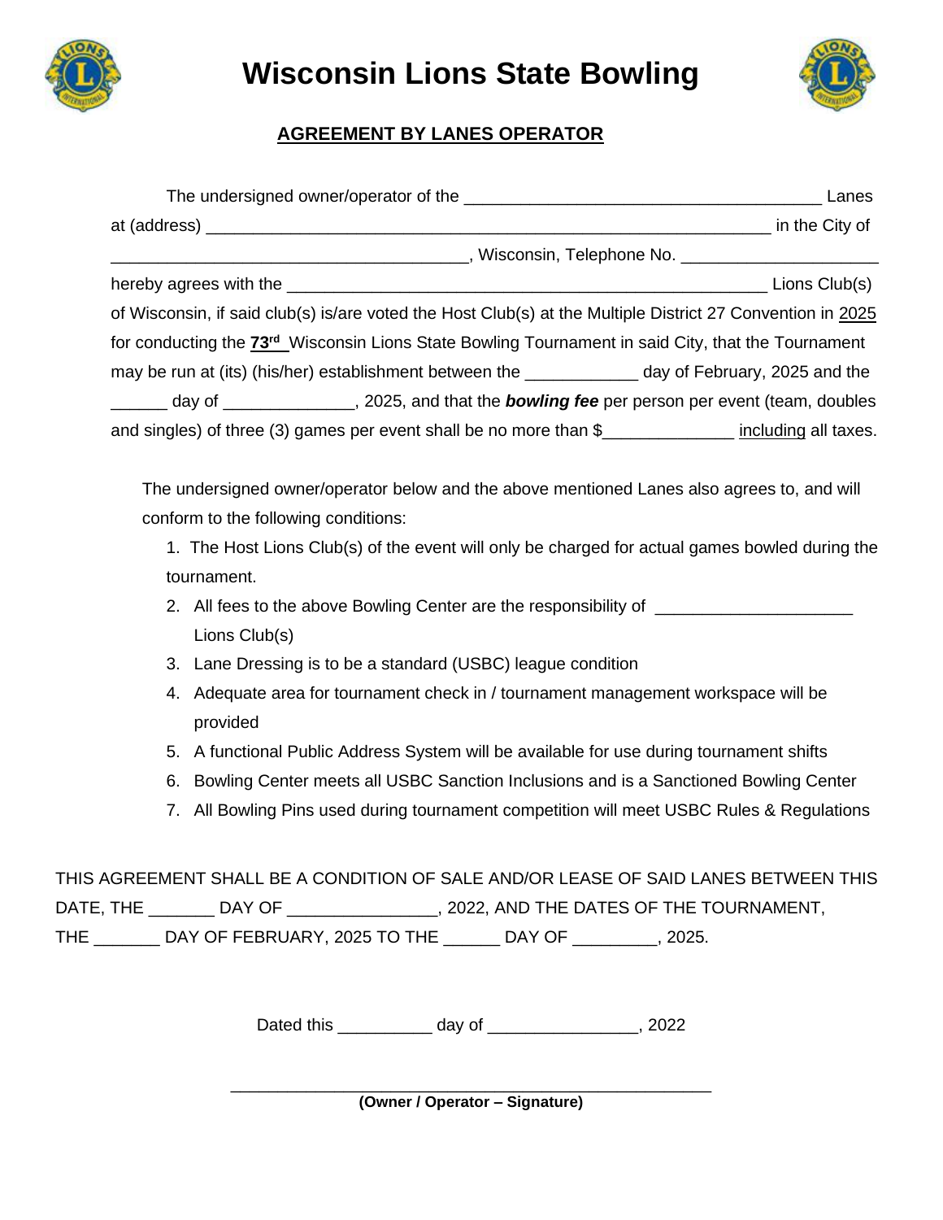# Wisconsin Lions State Bowling

## AGREEMENT BY LANES OPERATOR

The undersigned owner/operator of the ______________________________________ Lanes at (address) ____________________________________________________________ in the City of ______________________________________, Wisconsin, Telephone No. ____________________ hereby agrees with the ___________________________________________________ Lions Club(s) of Wisconsin, if said club(s) is/are voted the Host Club(s) at the Multiple District 27 Convention in 2025 for conducting the **73rd** Wisconsin Lions State Bowling Tournament in said City, that the Tournament may be run at (its) (his/her) establishment between the ____________ day of February, 2025 and the ______ day of ______________, 2025, and that the ***bowling fee*** per person per event (team, doubles and singles) of three (3) games per event shall be no more than $_____________ including all taxes.

The undersigned owner/operator below and the above mentioned Lanes also agrees to, and will conform to the following conditions:

1. The Host Lions Club(s) of the event will only be charged for actual games bowled during the tournament.
2. All fees to the above Bowling Center are the responsibility of _____________________ Lions Club(s)
3. Lane Dressing is to be a standard (USBC) league condition
4. Adequate area for tournament check in / tournament management workspace will be provided
5. A functional Public Address System will be available for use during tournament shifts
6. Bowling Center meets all USBC Sanction Inclusions and is a Sanctioned Bowling Center
7. All Bowling Pins used during tournament competition will meet USBC Rules & Regulations

THIS AGREEMENT SHALL BE A CONDITION OF SALE AND/OR LEASE OF SAID LANES BETWEEN THIS DATE, THE _______ DAY OF _______________, 2022, AND THE DATES OF THE TOURNAMENT, THE _______ DAY OF FEBRUARY, 2025 TO THE ______ DAY OF _________, 2025.

Dated this __________ day of _______________, 2022

_______________________________________________

**(Owner / Operator – Signature)**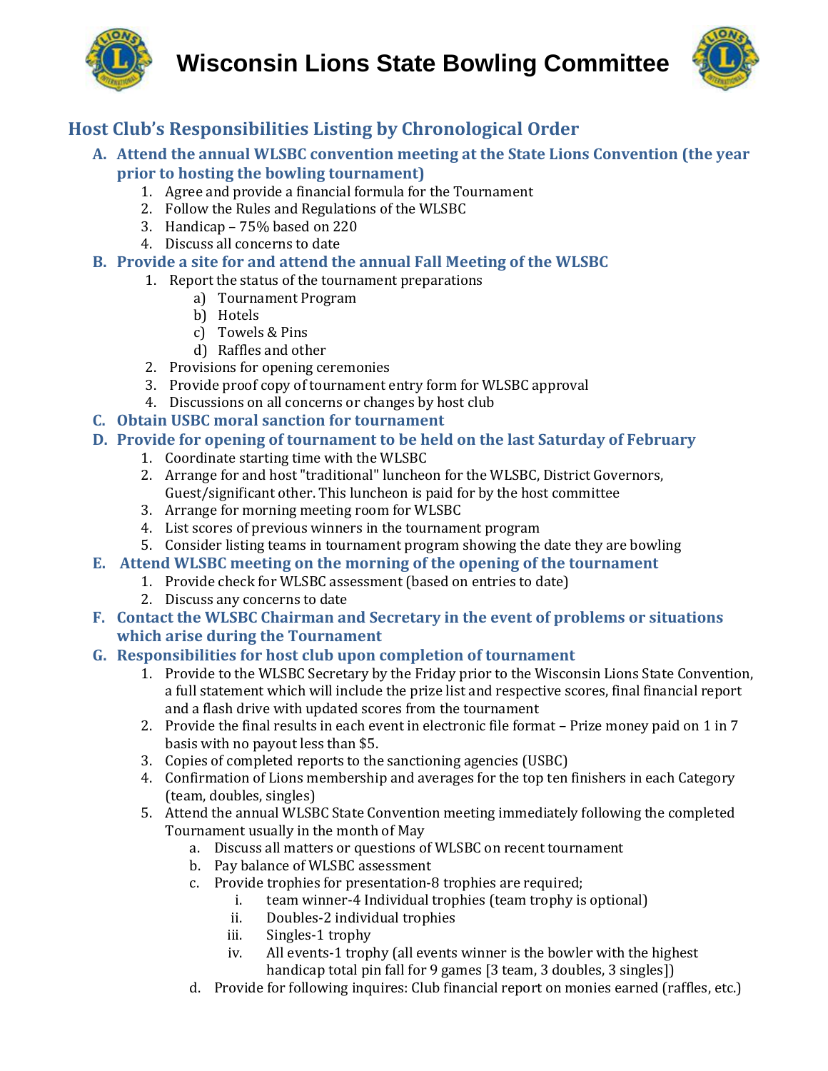# Wisconsin Lions State Bowling Committee

## Host Club's Responsibilities Listing by Chronological Order

**A. Attend the annual WLSBC convention meeting at the State Lions Convention (the year prior to hosting the bowling tournament)**

1. Agree and provide a financial formula for the Tournament
2. Follow the Rules and Regulations of the WLSBC
3. Handicap – 75% based on 220
4. Discuss all concerns to date

**B. Provide a site for and attend the annual Fall Meeting of the WLSBC**

1. Report the status of the tournament preparations
   a) Tournament Program
   b) Hotels
   c) Towels & Pins
   d) Raffles and other
2. Provisions for opening ceremonies
3. Provide proof copy of tournament entry form for WLSBC approval
4. Discussions on all concerns or changes by host club

**C. Obtain USBC moral sanction for tournament**

**D. Provide for opening of tournament to be held on the last Saturday of February**

1. Coordinate starting time with the WLSBC
2. Arrange for and host "traditional" luncheon for the WLSBC, District Governors, Guest/significant other. This luncheon is paid for by the host committee
3. Arrange for morning meeting room for WLSBC
4. List scores of previous winners in the tournament program
5. Consider listing teams in tournament program showing the date they are bowling

**E. Attend WLSBC meeting on the morning of the opening of the tournament**

1. Provide check for WLSBC assessment (based on entries to date)
2. Discuss any concerns to date

**F. Contact the WLSBC Chairman and Secretary in the event of problems or situations which arise during the Tournament**

**G. Responsibilities for host club upon completion of tournament**

1. Provide to the WLSBC Secretary by the Friday prior to the Wisconsin Lions State Convention, a full statement which will include the prize list and respective scores, final financial report and a flash drive with updated scores from the tournament
2. Provide the final results in each event in electronic file format – Prize money paid on 1 in 7 basis with no payout less than $5.
3. Copies of completed reports to the sanctioning agencies (USBC)
4. Confirmation of Lions membership and averages for the top ten finishers in each Category (team, doubles, singles)
5. Attend the annual WLSBC State Convention meeting immediately following the completed Tournament usually in the month of May
   a. Discuss all matters or questions of WLSBC on recent tournament
   b. Pay balance of WLSBC assessment
   c. Provide trophies for presentation-8 trophies are required;
      i. team winner-4 Individual trophies (team trophy is optional)
      ii. Doubles-2 individual trophies
      iii. Singles-1 trophy
      iv. All events-1 trophy (all events winner is the bowler with the highest handicap total pin fall for 9 games [3 team, 3 doubles, 3 singles])
   d. Provide for following inquires: Club financial report on monies earned (raffles, etc.)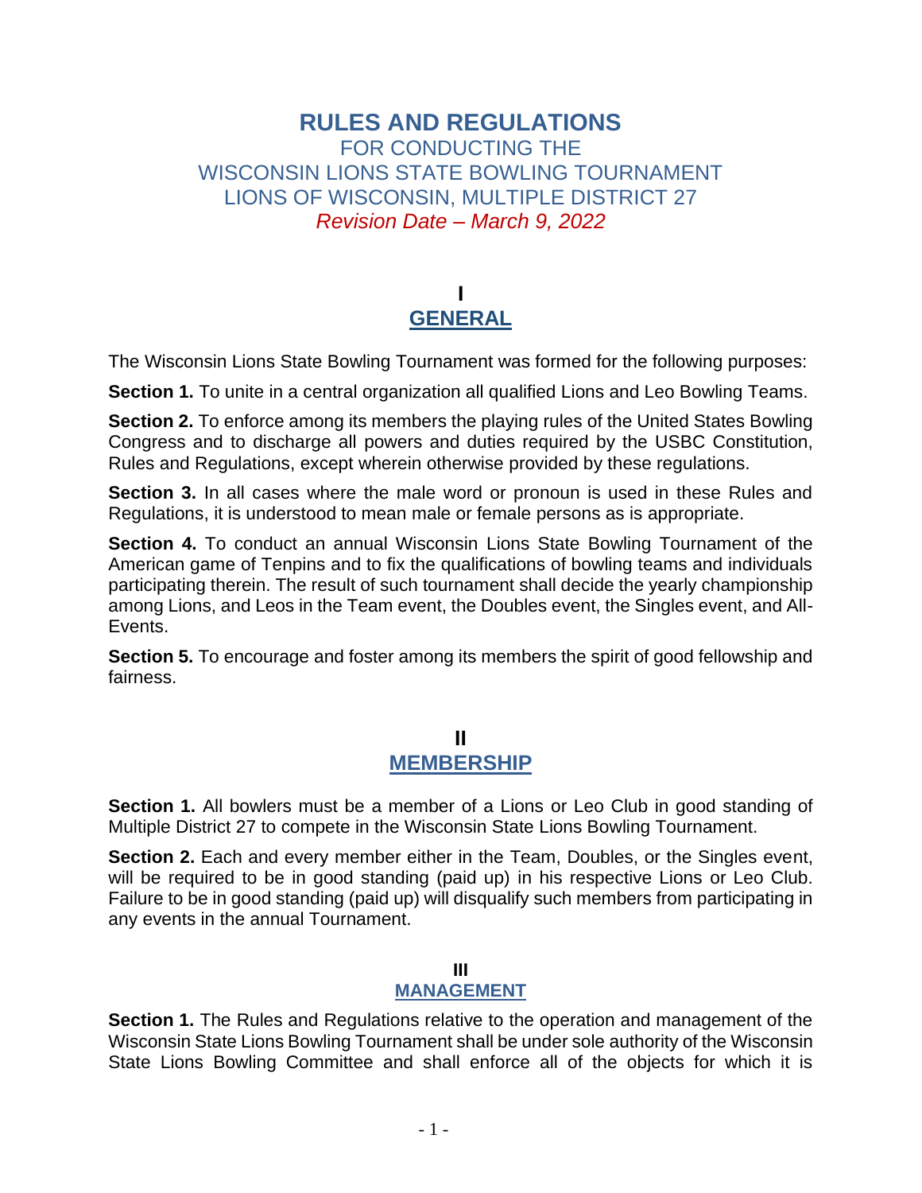# RULES AND REGULATIONS

FOR CONDUCTING THE
WISCONSIN LIONS STATE BOWLING TOURNAMENT
LIONS OF WISCONSIN, MULTIPLE DISTRICT 27
*Revision Date – March 9, 2022*

## I
## GENERAL

The Wisconsin Lions State Bowling Tournament was formed for the following purposes:

**Section 1.** To unite in a central organization all qualified Lions and Leo Bowling Teams.

**Section 2.** To enforce among its members the playing rules of the United States Bowling Congress and to discharge all powers and duties required by the USBC Constitution, Rules and Regulations, except wherein otherwise provided by these regulations.

**Section 3.** In all cases where the male word or pronoun is used in these Rules and Regulations, it is understood to mean male or female persons as is appropriate.

**Section 4.** To conduct an annual Wisconsin Lions State Bowling Tournament of the American game of Tenpins and to fix the qualifications of bowling teams and individuals participating therein. The result of such tournament shall decide the yearly championship among Lions, and Leos in the Team event, the Doubles event, the Singles event, and All-Events.

**Section 5.** To encourage and foster among its members the spirit of good fellowship and fairness.

## II
## MEMBERSHIP

**Section 1.** All bowlers must be a member of a Lions or Leo Club in good standing of Multiple District 27 to compete in the Wisconsin State Lions Bowling Tournament.

**Section 2.** Each and every member either in the Team, Doubles, or the Singles event, will be required to be in good standing (paid up) in his respective Lions or Leo Club. Failure to be in good standing (paid up) will disqualify such members from participating in any events in the annual Tournament.

### III
### MANAGEMENT

**Section 1.** The Rules and Regulations relative to the operation and management of the Wisconsin State Lions Bowling Tournament shall be under sole authority of the Wisconsin State Lions Bowling Committee and shall enforce all of the objects for which it is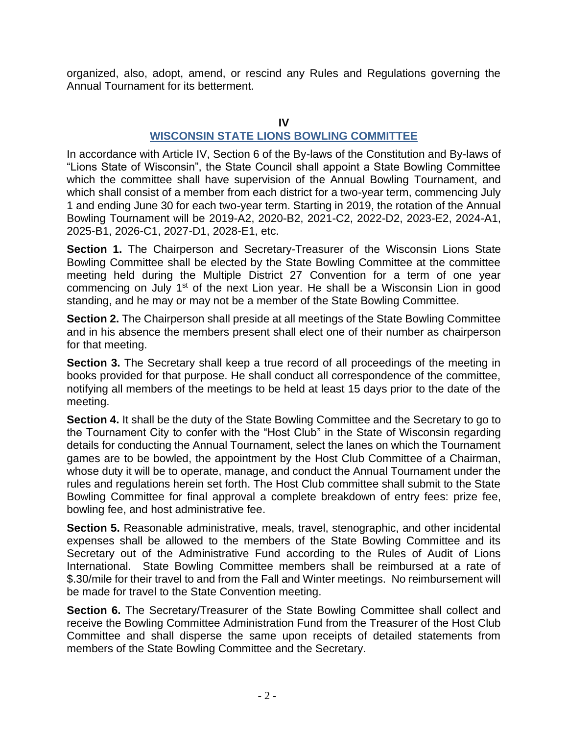organized, also, adopt, amend, or rescind any Rules and Regulations governing the Annual Tournament for its betterment.

## IV

## WISCONSIN STATE LIONS BOWLING COMMITTEE

In accordance with Article IV, Section 6 of the By-laws of the Constitution and By-laws of "Lions State of Wisconsin", the State Council shall appoint a State Bowling Committee which the committee shall have supervision of the Annual Bowling Tournament, and which shall consist of a member from each district for a two-year term, commencing July 1 and ending June 30 for each two-year term. Starting in 2019, the rotation of the Annual Bowling Tournament will be 2019-A2, 2020-B2, 2021-C2, 2022-D2, 2023-E2, 2024-A1, 2025-B1, 2026-C1, 2027-D1, 2028-E1, etc.

**Section 1.** The Chairperson and Secretary-Treasurer of the Wisconsin Lions State Bowling Committee shall be elected by the State Bowling Committee at the committee meeting held during the Multiple District 27 Convention for a term of one year commencing on July 1st of the next Lion year. He shall be a Wisconsin Lion in good standing, and he may or may not be a member of the State Bowling Committee.

**Section 2.** The Chairperson shall preside at all meetings of the State Bowling Committee and in his absence the members present shall elect one of their number as chairperson for that meeting.

**Section 3.** The Secretary shall keep a true record of all proceedings of the meeting in books provided for that purpose. He shall conduct all correspondence of the committee, notifying all members of the meetings to be held at least 15 days prior to the date of the meeting.

**Section 4.** It shall be the duty of the State Bowling Committee and the Secretary to go to the Tournament City to confer with the "Host Club" in the State of Wisconsin regarding details for conducting the Annual Tournament, select the lanes on which the Tournament games are to be bowled, the appointment by the Host Club Committee of a Chairman, whose duty it will be to operate, manage, and conduct the Annual Tournament under the rules and regulations herein set forth. The Host Club committee shall submit to the State Bowling Committee for final approval a complete breakdown of entry fees: prize fee, bowling fee, and host administrative fee.

**Section 5.** Reasonable administrative, meals, travel, stenographic, and other incidental expenses shall be allowed to the members of the State Bowling Committee and its Secretary out of the Administrative Fund according to the Rules of Audit of Lions International. State Bowling Committee members shall be reimbursed at a rate of $.30/mile for their travel to and from the Fall and Winter meetings. No reimbursement will be made for travel to the State Convention meeting.

**Section 6.** The Secretary/Treasurer of the State Bowling Committee shall collect and receive the Bowling Committee Administration Fund from the Treasurer of the Host Club Committee and shall disperse the same upon receipts of detailed statements from members of the State Bowling Committee and the Secretary.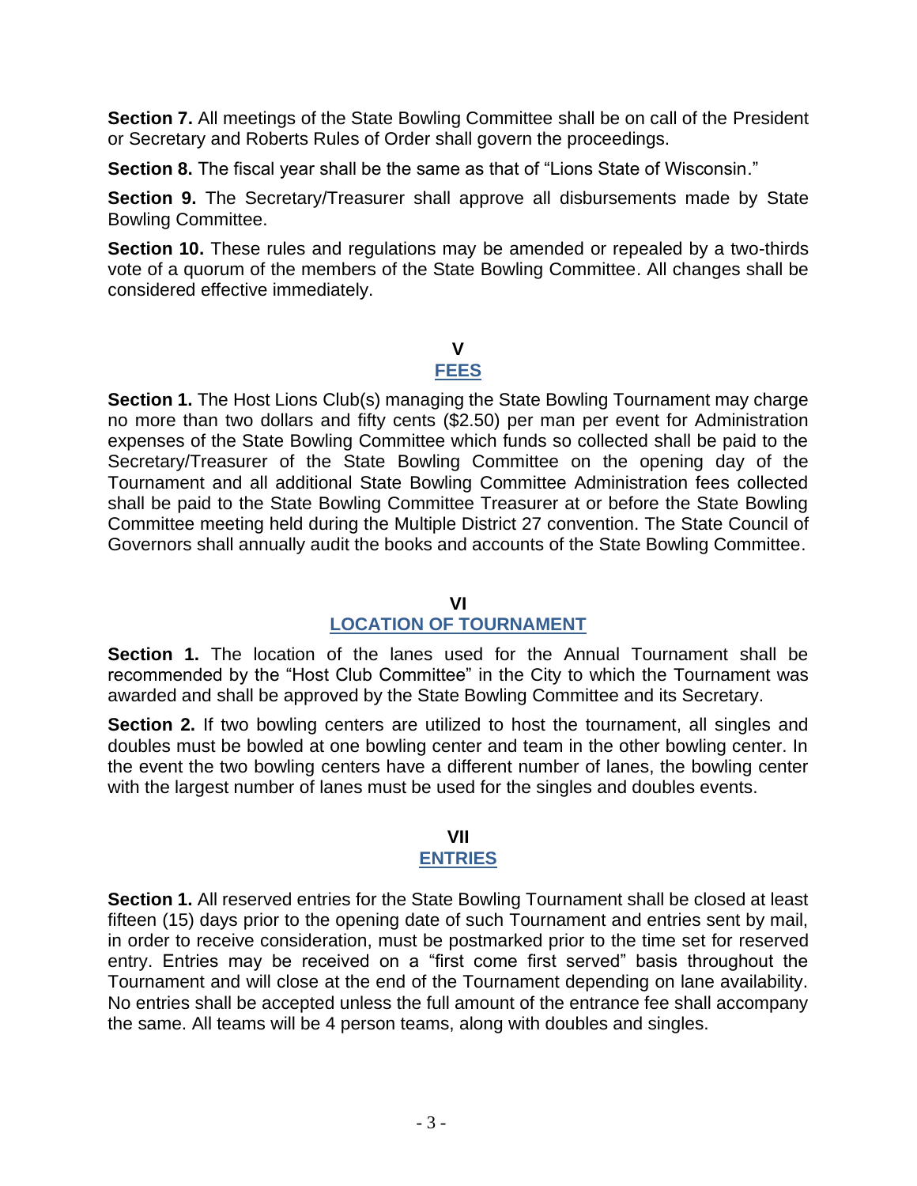**Section 7.** All meetings of the State Bowling Committee shall be on call of the President or Secretary and Roberts Rules of Order shall govern the proceedings.

**Section 8.** The fiscal year shall be the same as that of "Lions State of Wisconsin."

**Section 9.** The Secretary/Treasurer shall approve all disbursements made by State Bowling Committee.

**Section 10.** These rules and regulations may be amended or repealed by a two-thirds vote of a quorum of the members of the State Bowling Committee. All changes shall be considered effective immediately.

## V
## FEES

**Section 1.** The Host Lions Club(s) managing the State Bowling Tournament may charge no more than two dollars and fifty cents ($2.50) per man per event for Administration expenses of the State Bowling Committee which funds so collected shall be paid to the Secretary/Treasurer of the State Bowling Committee on the opening day of the Tournament and all additional State Bowling Committee Administration fees collected shall be paid to the State Bowling Committee Treasurer at or before the State Bowling Committee meeting held during the Multiple District 27 convention. The State Council of Governors shall annually audit the books and accounts of the State Bowling Committee.

## VI
## LOCATION OF TOURNAMENT

**Section 1.** The location of the lanes used for the Annual Tournament shall be recommended by the "Host Club Committee" in the City to which the Tournament was awarded and shall be approved by the State Bowling Committee and its Secretary.

**Section 2.** If two bowling centers are utilized to host the tournament, all singles and doubles must be bowled at one bowling center and team in the other bowling center. In the event the two bowling centers have a different number of lanes, the bowling center with the largest number of lanes must be used for the singles and doubles events.

## VII
## ENTRIES

**Section 1.** All reserved entries for the State Bowling Tournament shall be closed at least fifteen (15) days prior to the opening date of such Tournament and entries sent by mail, in order to receive consideration, must be postmarked prior to the time set for reserved entry. Entries may be received on a "first come first served" basis throughout the Tournament and will close at the end of the Tournament depending on lane availability. No entries shall be accepted unless the full amount of the entrance fee shall accompany the same. All teams will be 4 person teams, along with doubles and singles.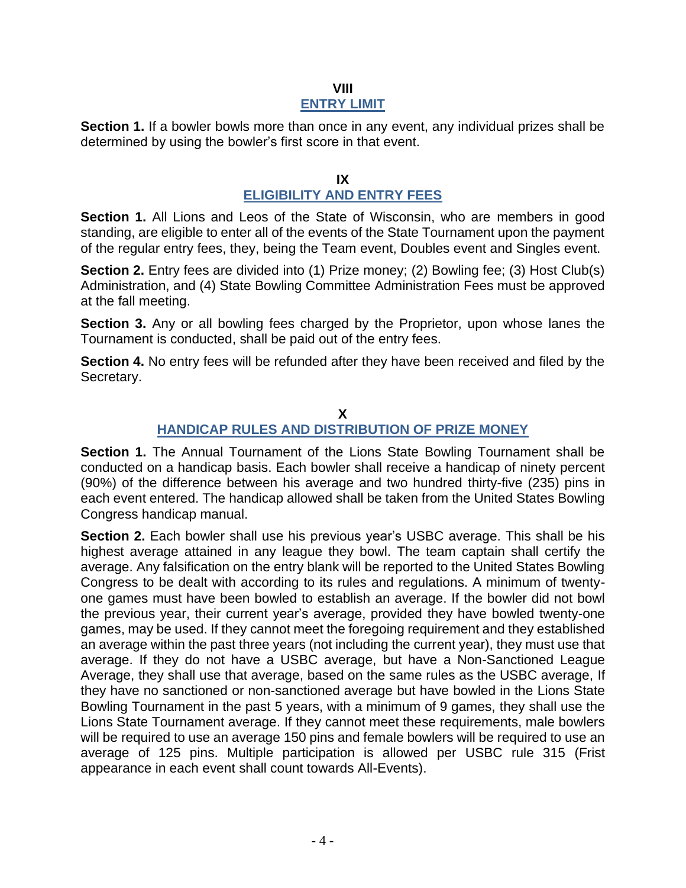## VIII
## ENTRY LIMIT

**Section 1.** If a bowler bowls more than once in any event, any individual prizes shall be determined by using the bowler's first score in that event.

## IX
## ELIGIBILITY AND ENTRY FEES

**Section 1.** All Lions and Leos of the State of Wisconsin, who are members in good standing, are eligible to enter all of the events of the State Tournament upon the payment of the regular entry fees, they, being the Team event, Doubles event and Singles event.

**Section 2.** Entry fees are divided into (1) Prize money; (2) Bowling fee; (3) Host Club(s) Administration, and (4) State Bowling Committee Administration Fees must be approved at the fall meeting.

**Section 3.** Any or all bowling fees charged by the Proprietor, upon whose lanes the Tournament is conducted, shall be paid out of the entry fees.

**Section 4.** No entry fees will be refunded after they have been received and filed by the Secretary.

## X
## HANDICAP RULES AND DISTRIBUTION OF PRIZE MONEY

**Section 1.** The Annual Tournament of the Lions State Bowling Tournament shall be conducted on a handicap basis. Each bowler shall receive a handicap of ninety percent (90%) of the difference between his average and two hundred thirty-five (235) pins in each event entered. The handicap allowed shall be taken from the United States Bowling Congress handicap manual.

**Section 2.** Each bowler shall use his previous year's USBC average. This shall be his highest average attained in any league they bowl. The team captain shall certify the average. Any falsification on the entry blank will be reported to the United States Bowling Congress to be dealt with according to its rules and regulations. A minimum of twenty-one games must have been bowled to establish an average. If the bowler did not bowl the previous year, their current year's average, provided they have bowled twenty-one games, may be used. If they cannot meet the foregoing requirement and they established an average within the past three years (not including the current year), they must use that average. If they do not have a USBC average, but have a Non-Sanctioned League Average, they shall use that average, based on the same rules as the USBC average, If they have no sanctioned or non-sanctioned average but have bowled in the Lions State Bowling Tournament in the past 5 years, with a minimum of 9 games, they shall use the Lions State Tournament average. If they cannot meet these requirements, male bowlers will be required to use an average 150 pins and female bowlers will be required to use an average of 125 pins. Multiple participation is allowed per USBC rule 315 (Frist appearance in each event shall count towards All-Events).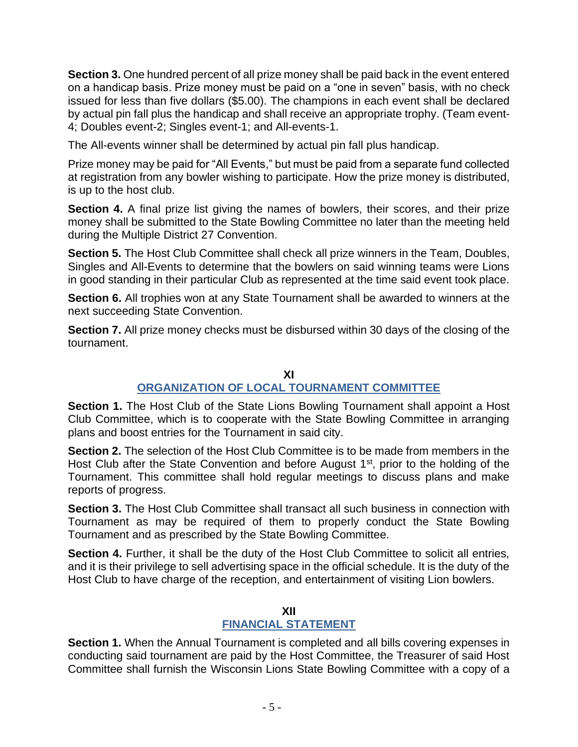**Section 3.** One hundred percent of all prize money shall be paid back in the event entered on a handicap basis. Prize money must be paid on a "one in seven" basis, with no check issued for less than five dollars ($5.00). The champions in each event shall be declared by actual pin fall plus the handicap and shall receive an appropriate trophy. (Team event-4; Doubles event-2; Singles event-1; and All-events-1.

The All-events winner shall be determined by actual pin fall plus handicap.

Prize money may be paid for "All Events," but must be paid from a separate fund collected at registration from any bowler wishing to participate. How the prize money is distributed, is up to the host club.

**Section 4.** A final prize list giving the names of bowlers, their scores, and their prize money shall be submitted to the State Bowling Committee no later than the meeting held during the Multiple District 27 Convention.

**Section 5.** The Host Club Committee shall check all prize winners in the Team, Doubles, Singles and All-Events to determine that the bowlers on said winning teams were Lions in good standing in their particular Club as represented at the time said event took place.

**Section 6.** All trophies won at any State Tournament shall be awarded to winners at the next succeeding State Convention.

**Section 7.** All prize money checks must be disbursed within 30 days of the closing of the tournament.

## XI
## ORGANIZATION OF LOCAL TOURNAMENT COMMITTEE

**Section 1.** The Host Club of the State Lions Bowling Tournament shall appoint a Host Club Committee, which is to cooperate with the State Bowling Committee in arranging plans and boost entries for the Tournament in said city.

**Section 2.** The selection of the Host Club Committee is to be made from members in the Host Club after the State Convention and before August 1st, prior to the holding of the Tournament. This committee shall hold regular meetings to discuss plans and make reports of progress.

**Section 3.** The Host Club Committee shall transact all such business in connection with Tournament as may be required of them to properly conduct the State Bowling Tournament and as prescribed by the State Bowling Committee.

**Section 4.** Further, it shall be the duty of the Host Club Committee to solicit all entries, and it is their privilege to sell advertising space in the official schedule. It is the duty of the Host Club to have charge of the reception, and entertainment of visiting Lion bowlers.

## XII
## FINANCIAL STATEMENT

**Section 1.** When the Annual Tournament is completed and all bills covering expenses in conducting said tournament are paid by the Host Committee, the Treasurer of said Host Committee shall furnish the Wisconsin Lions State Bowling Committee with a copy of a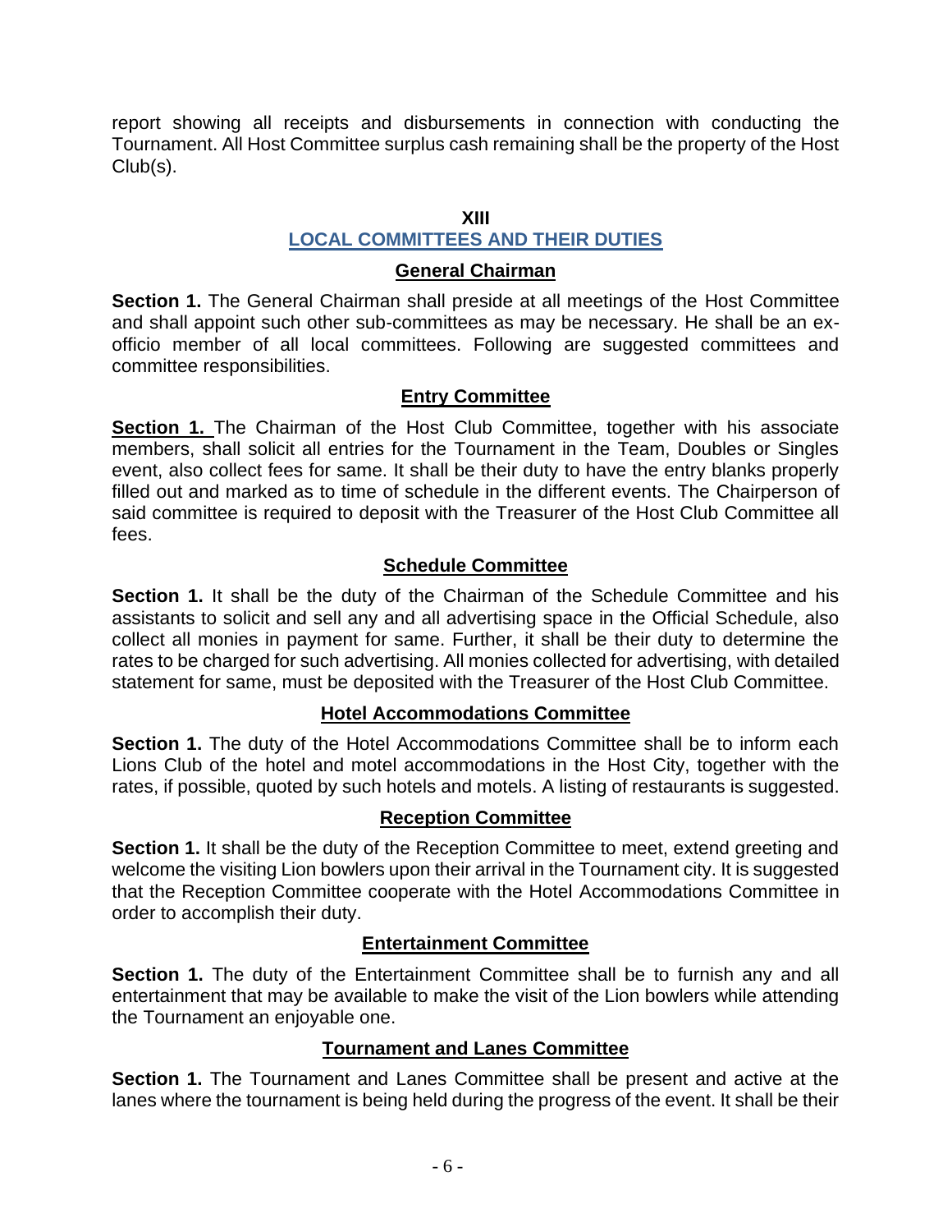report showing all receipts and disbursements in connection with conducting the Tournament. All Host Committee surplus cash remaining shall be the property of the Host Club(s).

## XIII
## LOCAL COMMITTEES AND THEIR DUTIES

### General Chairman

**Section 1.** The General Chairman shall preside at all meetings of the Host Committee and shall appoint such other sub-committees as may be necessary. He shall be an ex-officio member of all local committees. Following are suggested committees and committee responsibilities.

### Entry Committee

**Section 1.** The Chairman of the Host Club Committee, together with his associate members, shall solicit all entries for the Tournament in the Team, Doubles or Singles event, also collect fees for same. It shall be their duty to have the entry blanks properly filled out and marked as to time of schedule in the different events. The Chairperson of said committee is required to deposit with the Treasurer of the Host Club Committee all fees.

### Schedule Committee

**Section 1.** It shall be the duty of the Chairman of the Schedule Committee and his assistants to solicit and sell any and all advertising space in the Official Schedule, also collect all monies in payment for same. Further, it shall be their duty to determine the rates to be charged for such advertising. All monies collected for advertising, with detailed statement for same, must be deposited with the Treasurer of the Host Club Committee.

### Hotel Accommodations Committee

**Section 1.** The duty of the Hotel Accommodations Committee shall be to inform each Lions Club of the hotel and motel accommodations in the Host City, together with the rates, if possible, quoted by such hotels and motels. A listing of restaurants is suggested.

### Reception Committee

**Section 1.** It shall be the duty of the Reception Committee to meet, extend greeting and welcome the visiting Lion bowlers upon their arrival in the Tournament city. It is suggested that the Reception Committee cooperate with the Hotel Accommodations Committee in order to accomplish their duty.

### Entertainment Committee

**Section 1.** The duty of the Entertainment Committee shall be to furnish any and all entertainment that may be available to make the visit of the Lion bowlers while attending the Tournament an enjoyable one.

### Tournament and Lanes Committee

**Section 1.** The Tournament and Lanes Committee shall be present and active at the lanes where the tournament is being held during the progress of the event. It shall be their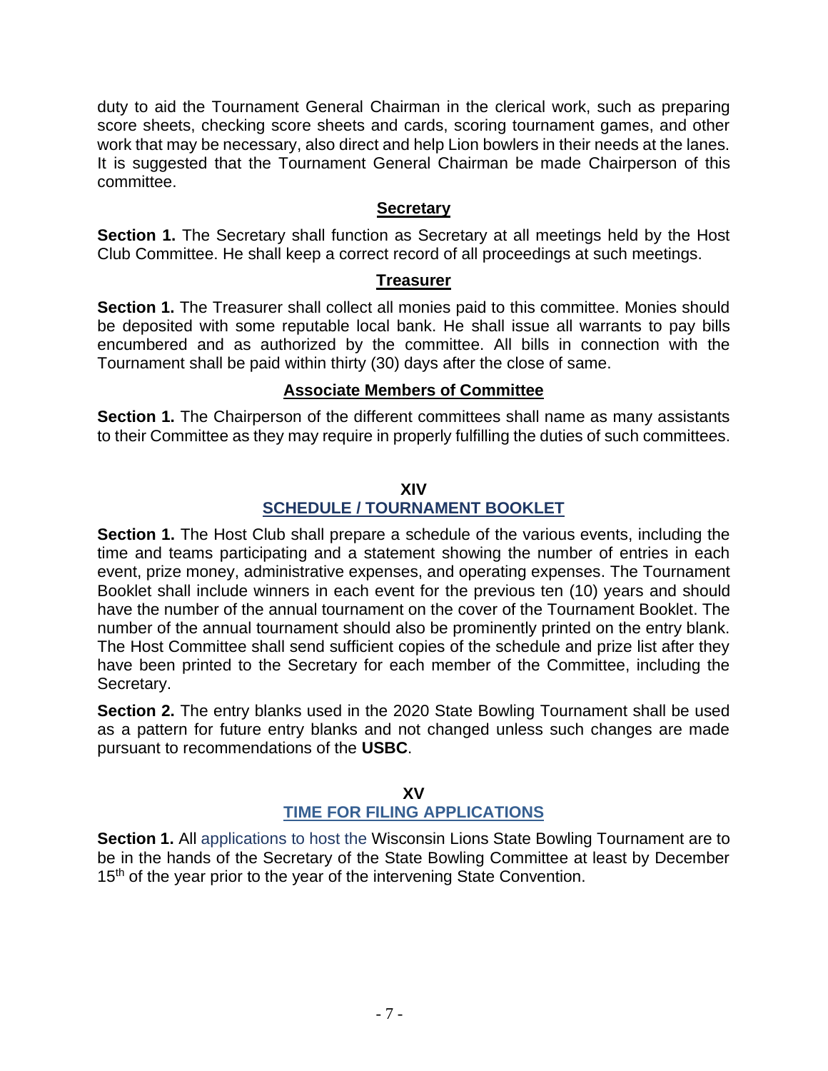duty to aid the Tournament General Chairman in the clerical work, such as preparing score sheets, checking score sheets and cards, scoring tournament games, and other work that may be necessary, also direct and help Lion bowlers in their needs at the lanes. It is suggested that the Tournament General Chairman be made Chairperson of this committee.

### Secretary

**Section 1.** The Secretary shall function as Secretary at all meetings held by the Host Club Committee. He shall keep a correct record of all proceedings at such meetings.

### Treasurer

**Section 1.** The Treasurer shall collect all monies paid to this committee. Monies should be deposited with some reputable local bank. He shall issue all warrants to pay bills encumbered and as authorized by the committee. All bills in connection with the Tournament shall be paid within thirty (30) days after the close of same.

### Associate Members of Committee

**Section 1.** The Chairperson of the different committees shall name as many assistants to their Committee as they may require in properly fulfilling the duties of such committees.

## XIV
## SCHEDULE / TOURNAMENT BOOKLET

**Section 1.** The Host Club shall prepare a schedule of the various events, including the time and teams participating and a statement showing the number of entries in each event, prize money, administrative expenses, and operating expenses. The Tournament Booklet shall include winners in each event for the previous ten (10) years and should have the number of the annual tournament on the cover of the Tournament Booklet. The number of the annual tournament should also be prominently printed on the entry blank. The Host Committee shall send sufficient copies of the schedule and prize list after they have been printed to the Secretary for each member of the Committee, including the Secretary.

**Section 2.** The entry blanks used in the 2020 State Bowling Tournament shall be used as a pattern for future entry blanks and not changed unless such changes are made pursuant to recommendations of the **USBC**.

## XV
## TIME FOR FILING APPLICATIONS

**Section 1.** All applications to host the Wisconsin Lions State Bowling Tournament are to be in the hands of the Secretary of the State Bowling Committee at least by December 15th of the year prior to the year of the intervening State Convention.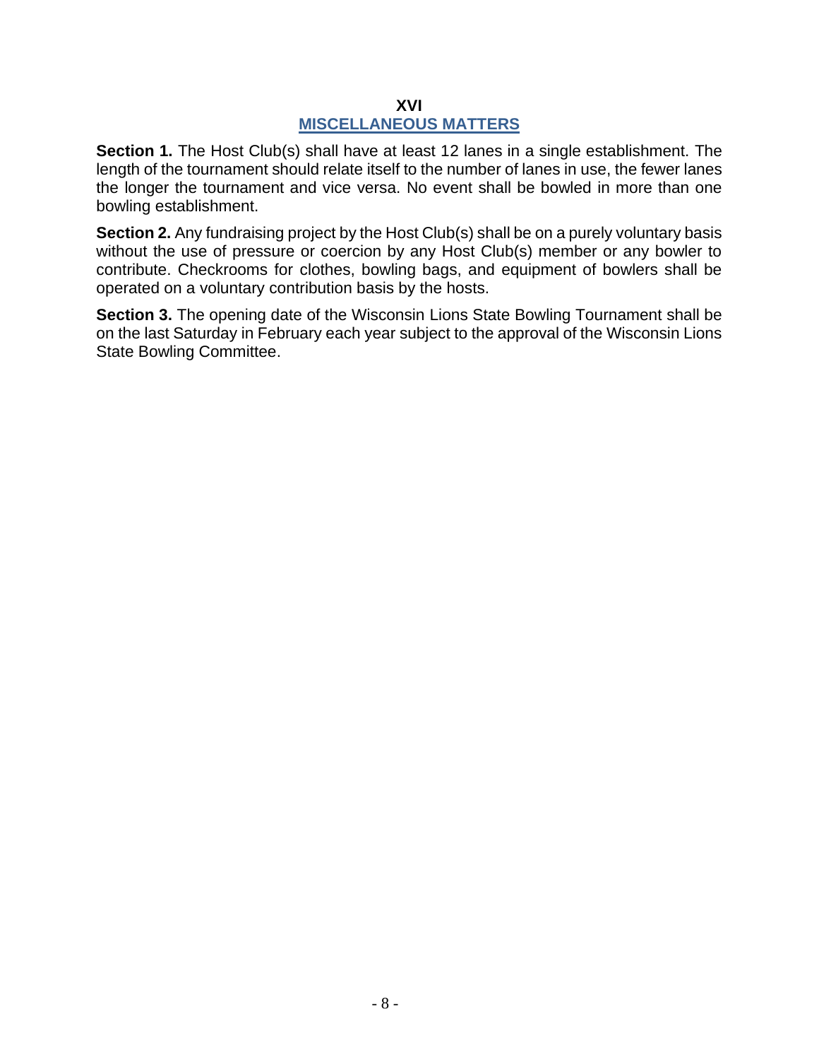# XVI
## MISCELLANEOUS MATTERS

**Section 1.** The Host Club(s) shall have at least 12 lanes in a single establishment. The length of the tournament should relate itself to the number of lanes in use, the fewer lanes the longer the tournament and vice versa. No event shall be bowled in more than one bowling establishment.

**Section 2.** Any fundraising project by the Host Club(s) shall be on a purely voluntary basis without the use of pressure or coercion by any Host Club(s) member or any bowler to contribute. Checkrooms for clothes, bowling bags, and equipment of bowlers shall be operated on a voluntary contribution basis by the hosts.

**Section 3.** The opening date of the Wisconsin Lions State Bowling Tournament shall be on the last Saturday in February each year subject to the approval of the Wisconsin Lions State Bowling Committee.